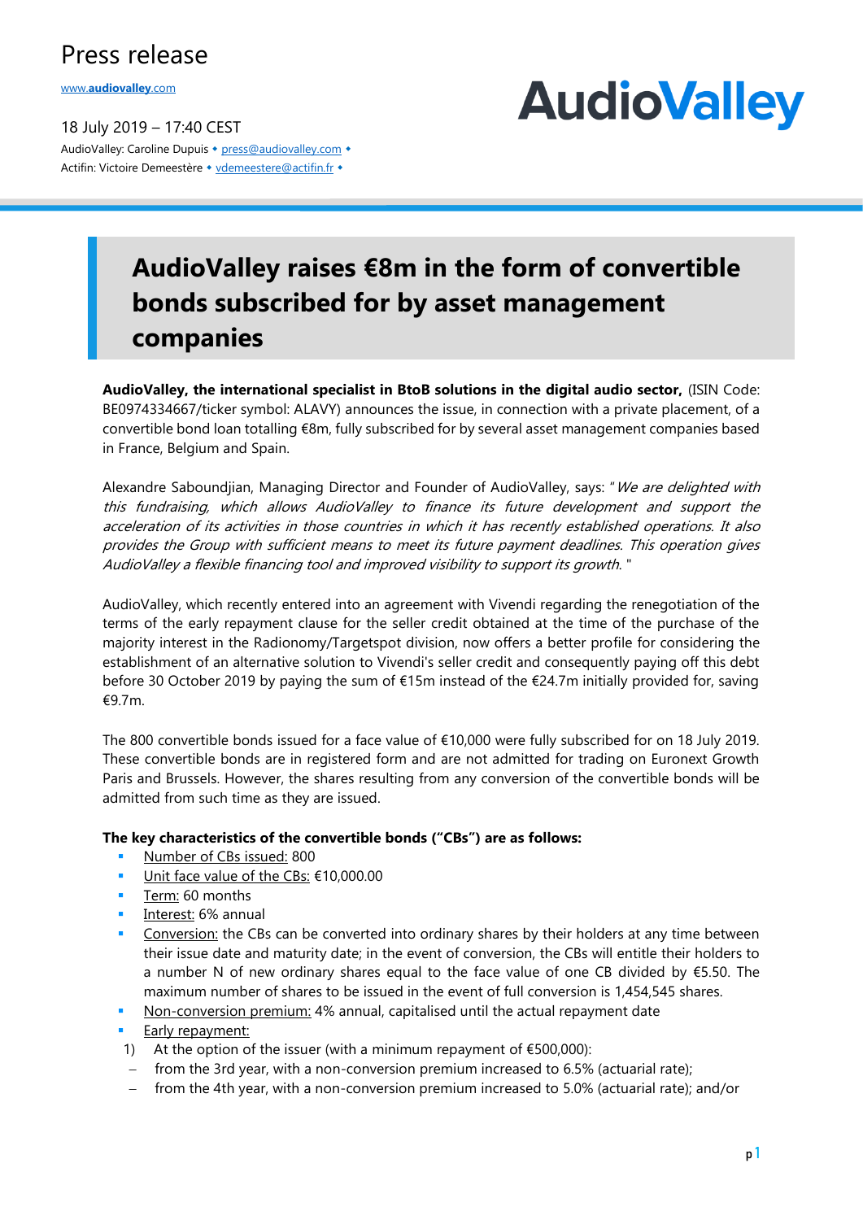Press release

www.audiovalley.com

18 July 2019 – 17:40 CEST

AudioValley: Caroline Dupuis • press@audiovalley.com •
Actifin: Victoire Demeestère • vdemeestere@actifin.fr •

AudioValley

# AudioValley raises €8m in the form of convertible bonds subscribed for by asset management companies

**AudioValley, the international specialist in BtoB solutions in the digital audio sector,** (ISIN Code: BE0974334667/ticker symbol: ALAVY) announces the issue, in connection with a private placement, of a convertible bond loan totalling €8m, fully subscribed for by several asset management companies based in France, Belgium and Spain.

Alexandre Saboundjian, Managing Director and Founder of AudioValley, says: "*We are delighted with this fundraising, which allows AudioValley to finance its future development and support the acceleration of its activities in those countries in which it has recently established operations. It also provides the Group with sufficient means to meet its future payment deadlines. This operation gives AudioValley a flexible financing tool and improved visibility to support its growth.* "

AudioValley, which recently entered into an agreement with Vivendi regarding the renegotiation of the terms of the early repayment clause for the seller credit obtained at the time of the purchase of the majority interest in the Radionomy/Targetspot division, now offers a better profile for considering the establishment of an alternative solution to Vivendi's seller credit and consequently paying off this debt before 30 October 2019 by paying the sum of €15m instead of the €24.7m initially provided for, saving €9.7m.

The 800 convertible bonds issued for a face value of €10,000 were fully subscribed for on 18 July 2019. These convertible bonds are in registered form and are not admitted for trading on Euronext Growth Paris and Brussels. However, the shares resulting from any conversion of the convertible bonds will be admitted from such time as they are issued.

**The key characteristics of the convertible bonds ("CBs") are as follows:**

- Number of CBs issued: 800
- Unit face value of the CBs: €10,000.00
- Term: 60 months
- Interest: 6% annual
- Conversion: the CBs can be converted into ordinary shares by their holders at any time between their issue date and maturity date; in the event of conversion, the CBs will entitle their holders to a number N of new ordinary shares equal to the face value of one CB divided by €5.50. The maximum number of shares to be issued in the event of full conversion is 1,454,545 shares.
- Non-conversion premium: 4% annual, capitalised until the actual repayment date
- Early repayment:

1) At the option of the issuer (with a minimum repayment of €500,000):
   - from the 3rd year, with a non-conversion premium increased to 6.5% (actuarial rate);
   - from the 4th year, with a non-conversion premium increased to 5.0% (actuarial rate); and/or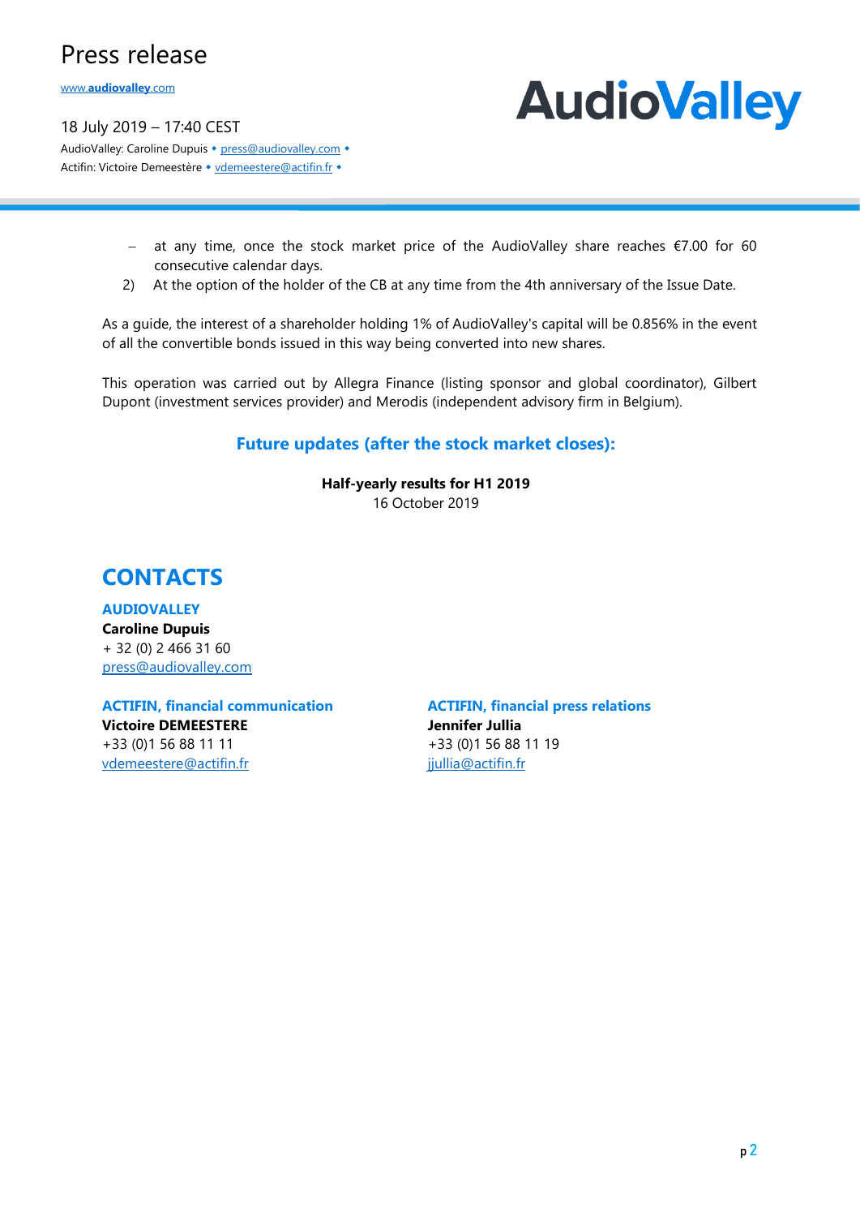- at any time, once the stock market price of the AudioValley share reaches €7.00 for 60 consecutive calendar days.

2) At the option of the holder of the CB at any time from the 4th anniversary of the Issue Date.

As a guide, the interest of a shareholder holding 1% of AudioValley's capital will be 0.856% in the event of all the convertible bonds issued in this way being converted into new shares.

This operation was carried out by Allegra Finance (listing sponsor and global coordinator), Gilbert Dupont (investment services provider) and Merodis (independent advisory firm in Belgium).

## Future updates (after the stock market closes):

**Half-yearly results for H1 2019**
16 October 2019

# CONTACTS

**AUDIOVALLEY**
**Caroline Dupuis**
+ 32 (0) 2 466 31 60
press@audiovalley.com

**ACTIFIN, financial communication**
**Victoire DEMEESTERE**
+33 (0)1 56 88 11 11
vdemeestere@actifin.fr

**ACTIFIN, financial press relations**
**Jennifer Jullia**
+33 (0)1 56 88 11 19
jjullia@actifin.fr